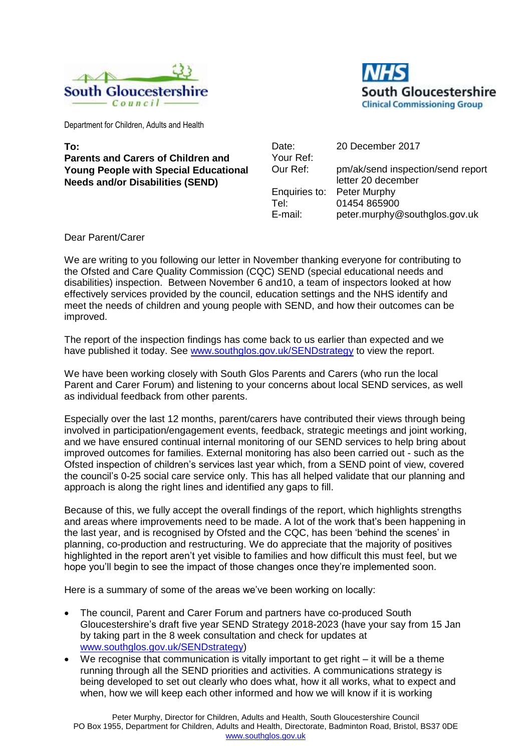South Gloucestershire Council

NHS South Gloucestershire Clinical Commissioning Group

Department for Children, Adults and Health

**To:**
**Parents and Carers of Children and Young People with Special Educational Needs and/or Disabilities (SEND)**

| | |
|---|---|
| Date: | 20 December 2017 |
| Your Ref: | |
| Our Ref: | pm/ak/send inspection/send report letter 20 december |
| Enquiries to: | Peter Murphy |
| Tel: | 01454 865900 |
| E-mail: | peter.murphy@southglos.gov.uk |

Dear Parent/Carer

We are writing to you following our letter in November thanking everyone for contributing to the Ofsted and Care Quality Commission (CQC) SEND (special educational needs and disabilities) inspection. Between November 6 and10, a team of inspectors looked at how effectively services provided by the council, education settings and the NHS identify and meet the needs of children and young people with SEND, and how their outcomes can be improved.

The report of the inspection findings has come back to us earlier than expected and we have published it today. See www.southglos.gov.uk/SENDstrategy to view the report.

We have been working closely with South Glos Parents and Carers (who run the local Parent and Carer Forum) and listening to your concerns about local SEND services, as well as individual feedback from other parents.

Especially over the last 12 months, parent/carers have contributed their views through being involved in participation/engagement events, feedback, strategic meetings and joint working, and we have ensured continual internal monitoring of our SEND services to help bring about improved outcomes for families. External monitoring has also been carried out - such as the Ofsted inspection of children's services last year which, from a SEND point of view, covered the council's 0-25 social care service only. This has all helped validate that our planning and approach is along the right lines and identified any gaps to fill.

Because of this, we fully accept the overall findings of the report, which highlights strengths and areas where improvements need to be made. A lot of the work that's been happening in the last year, and is recognised by Ofsted and the CQC, has been 'behind the scenes' in planning, co-production and restructuring. We do appreciate that the majority of positives highlighted in the report aren't yet visible to families and how difficult this must feel, but we hope you'll begin to see the impact of those changes once they're implemented soon.

Here is a summary of some of the areas we've been working on locally:

- The council, Parent and Carer Forum and partners have co-produced South Gloucestershire's draft five year SEND Strategy 2018-2023 (have your say from 15 Jan by taking part in the 8 week consultation and check for updates at www.southglos.gov.uk/SENDstrategy)
- We recognise that communication is vitally important to get right – it will be a theme running through all the SEND priorities and activities. A communications strategy is being developed to set out clearly who does what, how it all works, what to expect and when, how we will keep each other informed and how we will know if it is working

Peter Murphy, Director for Children, Adults and Health, South Gloucestershire Council
PO Box 1955, Department for Children, Adults and Health, Directorate, Badminton Road, Bristol, BS37 0DE
www.southglos.gov.uk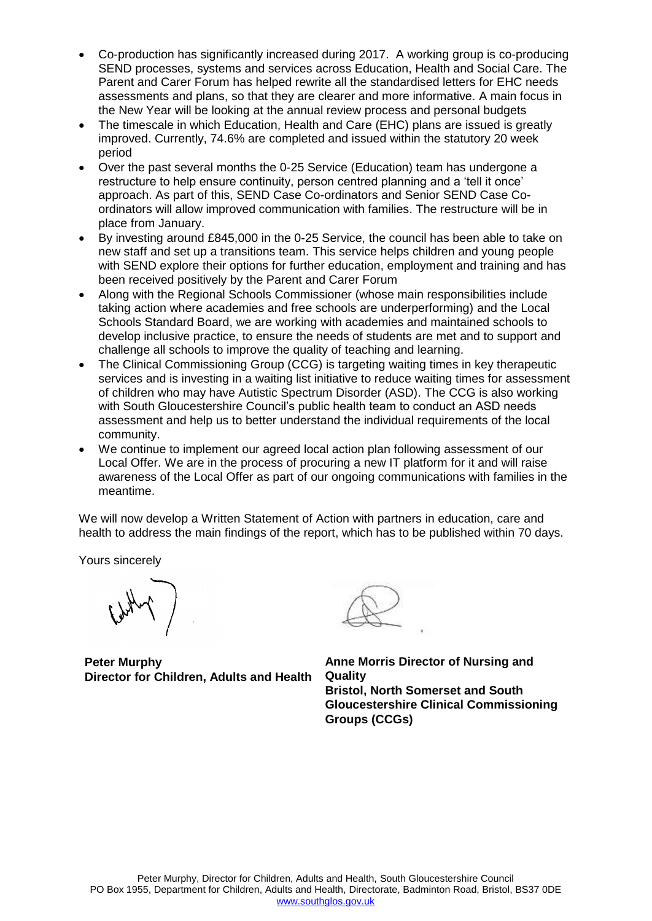- Co-production has significantly increased during 2017. A working group is co-producing SEND processes, systems and services across Education, Health and Social Care. The Parent and Carer Forum has helped rewrite all the standardised letters for EHC needs assessments and plans, so that they are clearer and more informative. A main focus in the New Year will be looking at the annual review process and personal budgets
- The timescale in which Education, Health and Care (EHC) plans are issued is greatly improved. Currently, 74.6% are completed and issued within the statutory 20 week period
- Over the past several months the 0-25 Service (Education) team has undergone a restructure to help ensure continuity, person centred planning and a 'tell it once' approach. As part of this, SEND Case Co-ordinators and Senior SEND Case Co-ordinators will allow improved communication with families. The restructure will be in place from January.
- By investing around £845,000 in the 0-25 Service, the council has been able to take on new staff and set up a transitions team. This service helps children and young people with SEND explore their options for further education, employment and training and has been received positively by the Parent and Carer Forum
- Along with the Regional Schools Commissioner (whose main responsibilities include taking action where academies and free schools are underperforming) and the Local Schools Standard Board, we are working with academies and maintained schools to develop inclusive practice, to ensure the needs of students are met and to support and challenge all schools to improve the quality of teaching and learning.
- The Clinical Commissioning Group (CCG) is targeting waiting times in key therapeutic services and is investing in a waiting list initiative to reduce waiting times for assessment of children who may have Autistic Spectrum Disorder (ASD). The CCG is also working with South Gloucestershire Council's public health team to conduct an ASD needs assessment and help us to better understand the individual requirements of the local community.
- We continue to implement our agreed local action plan following assessment of our Local Offer. We are in the process of procuring a new IT platform for it and will raise awareness of the Local Offer as part of our ongoing communications with families in the meantime.

We will now develop a Written Statement of Action with partners in education, care and health to address the main findings of the report, which has to be published within 70 days.

Yours sincerely

**Peter Murphy**
**Director for Children, Adults and Health**

**Anne Morris Director of Nursing and Quality**
**Bristol, North Somerset and South Gloucestershire Clinical Commissioning Groups (CCGs)**

Peter Murphy, Director for Children, Adults and Health, South Gloucestershire Council
PO Box 1955, Department for Children, Adults and Health, Directorate, Badminton Road, Bristol, BS37 0DE
www.southglos.gov.uk